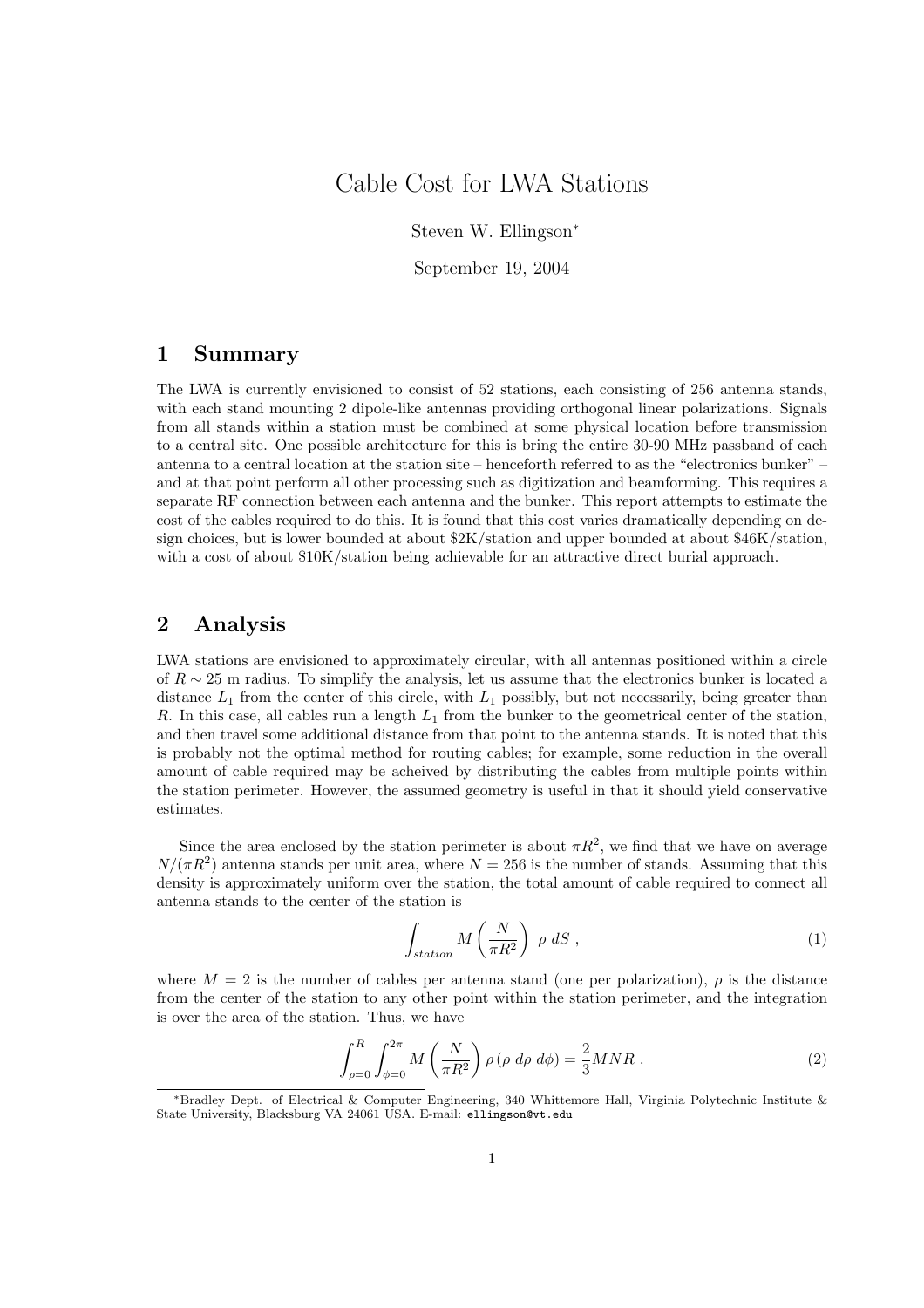# Cable Cost for LWA Stations

Steven W. Ellingson*

September 19, 2004

## 1 Summary

The LWA is currently envisioned to consist of 52 stations, each consisting of 256 antenna stands, with each stand mounting 2 dipole-like antennas providing orthogonal linear polarizations. Signals from all stands within a station must be combined at some physical location before transmission to a central site. One possible architecture for this is bring the entire 30-90 MHz passband of each antenna to a central location at the station site – henceforth referred to as the "electronics bunker" – and at that point perform all other processing such as digitization and beamforming. This requires a separate RF connection between each antenna and the bunker. This report attempts to estimate the cost of the cables required to do this. It is found that this cost varies dramatically depending on design choices, but is lower bounded at about $2K/station and upper bounded at about $46K/station, with a cost of about $10K/station being achievable for an attractive direct burial approach.

## 2 Analysis

LWA stations are envisioned to approximately circular, with all antennas positioned within a circle of $R \sim 25$ m radius. To simplify the analysis, let us assume that the electronics bunker is located a distance $L_1$ from the center of this circle, with $L_1$ possibly, but not necessarily, being greater than $R$. In this case, all cables run a length $L_1$ from the bunker to the geometrical center of the station, and then travel some additional distance from that point to the antenna stands. It is noted that this is probably not the optimal method for routing cables; for example, some reduction in the overall amount of cable required may be acheived by distributing the cables from multiple points within the station perimeter. However, the assumed geometry is useful in that it should yield conservative estimates.

Since the area enclosed by the station perimeter is about $\pi R^2$, we find that we have on average $N/(\pi R^2)$ antenna stands per unit area, where $N = 256$ is the number of stands. Assuming that this density is approximately uniform over the station, the total amount of cable required to connect all antenna stands to the center of the station is

$$\int_{station} M \left( \frac{N}{\pi R^2} \right) \rho \, dS \; , \tag{1}$$

where $M = 2$ is the number of cables per antenna stand (one per polarization), $\rho$ is the distance from the center of the station to any other point within the station perimeter, and the integration is over the area of the station. Thus, we have

$$\int_{\rho=0}^{R} \int_{\phi=0}^{2\pi} M \left( \frac{N}{\pi R^2} \right) \rho \left( \rho \, d\rho \, d\phi \right) = \frac{2}{3} MNR \; . \tag{2}$$

*Bradley Dept. of Electrical & Computer Engineering, 340 Whittemore Hall, Virginia Polytechnic Institute & State University, Blacksburg VA 24061 USA. E-mail: ellingson@vt.edu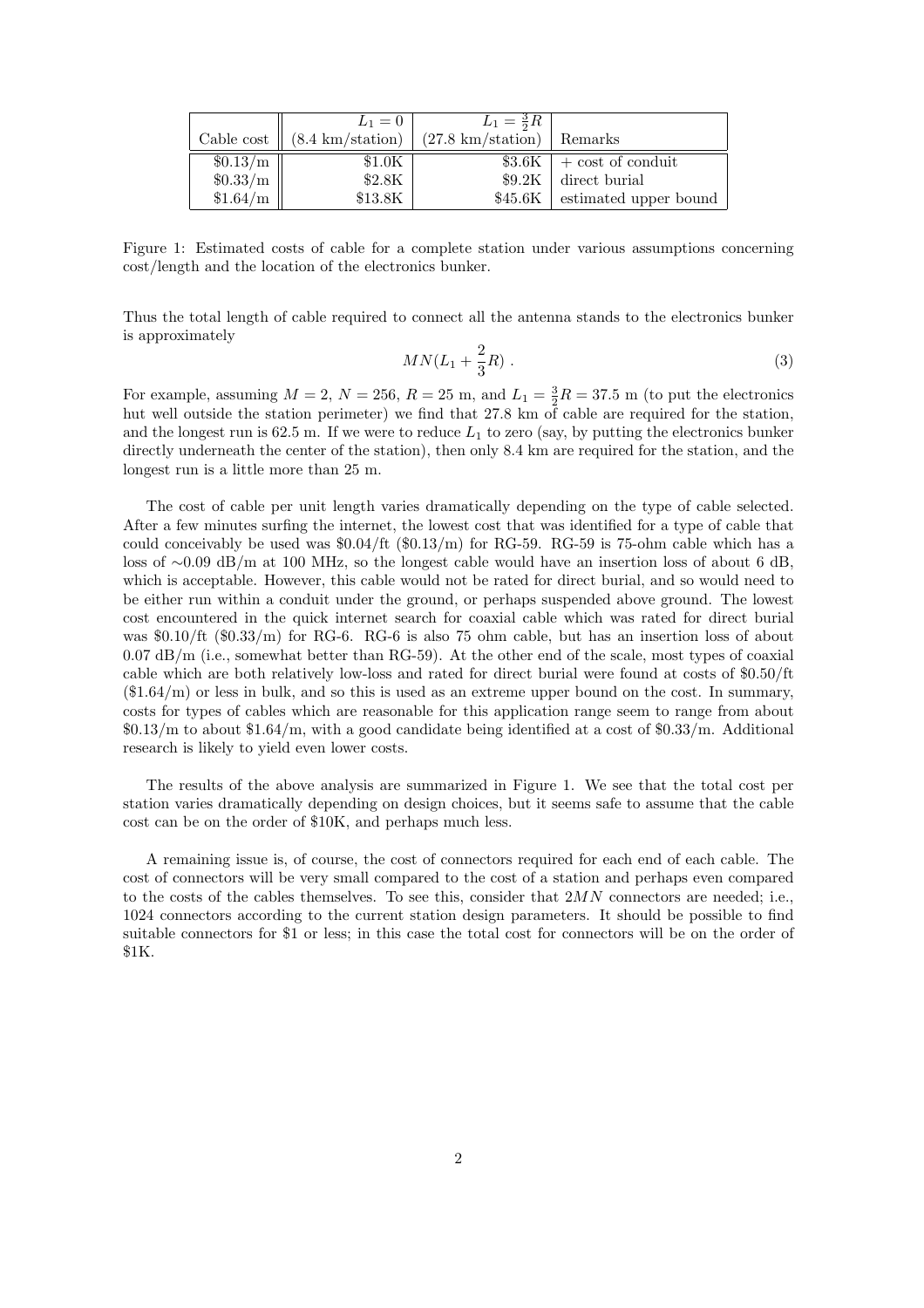| Cable cost | $L_1 = 0$ (8.4 km/station) | $L_1 = \frac{3}{2}R$ (27.8 km/station) | Remarks |
|---|---|---|---|
| \$0.13/m | \$1.0K | \$3.6K | + cost of conduit |
| \$0.33/m | \$2.8K | \$9.2K | direct burial |
| \$1.64/m | \$13.8K | \$45.6K | estimated upper bound |

Figure 1: Estimated costs of cable for a complete station under various assumptions concerning cost/length and the location of the electronics bunker.

Thus the total length of cable required to connect all the antenna stands to the electronics bunker is approximately

$$MN(L_1 + \frac{2}{3}R) \; . \tag{3}$$

For example, assuming $M = 2$, $N = 256$, $R = 25$ m, and $L_1 = \frac{3}{2}R = 37.5$ m (to put the electronics hut well outside the station perimeter) we find that 27.8 km of cable are required for the station, and the longest run is 62.5 m. If we were to reduce $L_1$ to zero (say, by putting the electronics bunker directly underneath the center of the station), then only 8.4 km are required for the station, and the longest run is a little more than 25 m.

The cost of cable per unit length varies dramatically depending on the type of cable selected. After a few minutes surfing the internet, the lowest cost that was identified for a type of cable that could conceivably be used was \$0.04/ft (\$0.13/m) for RG-59. RG-59 is 75-ohm cable which has a loss of ∼0.09 dB/m at 100 MHz, so the longest cable would have an insertion loss of about 6 dB, which is acceptable. However, this cable would not be rated for direct burial, and so would need to be either run within a conduit under the ground, or perhaps suspended above ground. The lowest cost encountered in the quick internet search for coaxial cable which was rated for direct burial was \$0.10/ft (\$0.33/m) for RG-6. RG-6 is also 75 ohm cable, but has an insertion loss of about 0.07 dB/m (i.e., somewhat better than RG-59). At the other end of the scale, most types of coaxial cable which are both relatively low-loss and rated for direct burial were found at costs of \$0.50/ft (\$1.64/m) or less in bulk, and so this is used as an extreme upper bound on the cost. In summary, costs for types of cables which are reasonable for this application range seem to range from about \$0.13/m to about \$1.64/m, with a good candidate being identified at a cost of \$0.33/m. Additional research is likely to yield even lower costs.

The results of the above analysis are summarized in Figure 1. We see that the total cost per station varies dramatically depending on design choices, but it seems safe to assume that the cable cost can be on the order of \$10K, and perhaps much less.

A remaining issue is, of course, the cost of connectors required for each end of each cable. The cost of connectors will be very small compared to the cost of a station and perhaps even compared to the costs of the cables themselves. To see this, consider that $2MN$ connectors are needed; i.e., 1024 connectors according to the current station design parameters. It should be possible to find suitable connectors for \$1 or less; in this case the total cost for connectors will be on the order of \$1K.